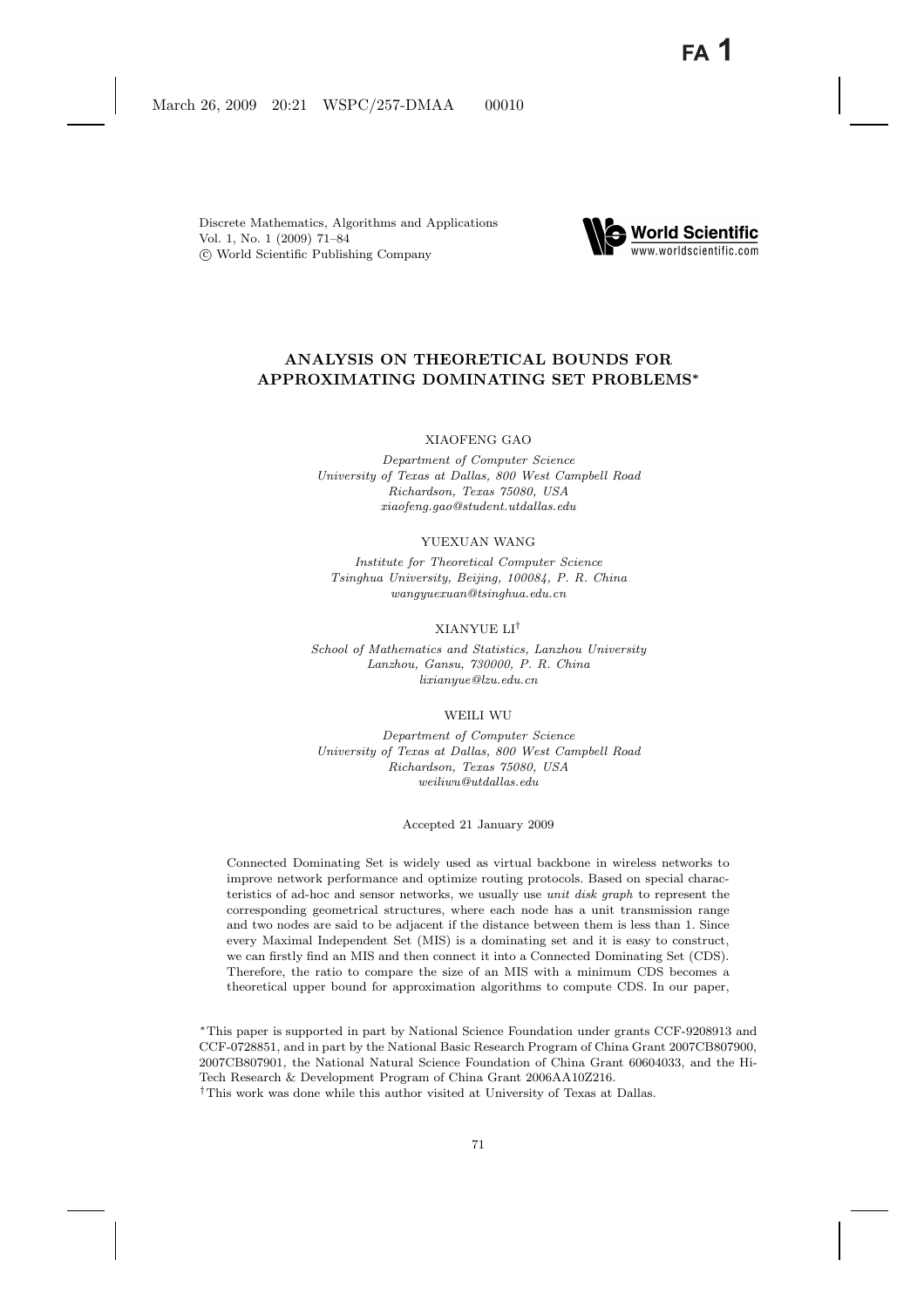# ANALYSIS ON THEORETICAL BOUNDS FOR APPROXIMATING DOMINATING SET PROBLEMS*

XIAOFENG GAO

*Department of Computer Science*
*University of Texas at Dallas, 800 West Campbell Road*
*Richardson, Texas 75080, USA*
*xiaofeng.gao@student.utdallas.edu*

YUEXUAN WANG

*Institute for Theoretical Computer Science*
*Tsinghua University, Beijing, 100084, P. R. China*
*wangyuexuan@tsinghua.edu.cn*

XIANYUE LI[†]

*School of Mathematics and Statistics, Lanzhou University*
*Lanzhou, Gansu, 730000, P. R. China*
*lixianyue@lzu.edu.cn*

WEILI WU

*Department of Computer Science*
*University of Texas at Dallas, 800 West Campbell Road*
*Richardson, Texas 75080, USA*
*weiliwu@utdallas.edu*

Accepted 21 January 2009

Connected Dominating Set is widely used as virtual backbone in wireless networks to improve network performance and optimize routing protocols. Based on special characteristics of ad-hoc and sensor networks, we usually use *unit disk graph* to represent the corresponding geometrical structures, where each node has a unit transmission range and two nodes are said to be adjacent if the distance between them is less than 1. Since every Maximal Independent Set (MIS) is a dominating set and it is easy to construct, we can firstly find an MIS and then connect it into a Connected Dominating Set (CDS). Therefore, the ratio to compare the size of an MIS with a minimum CDS becomes a theoretical upper bound for approximation algorithms to compute CDS. In our paper,

*This paper is supported in part by National Science Foundation under grants CCF-9208913 and CCF-0728851, and in part by the National Basic Research Program of China Grant 2007CB807900, 2007CB807901, the National Natural Science Foundation of China Grant 60604033, and the Hi-Tech Research & Development Program of China Grant 2006AA10Z216.

[†]This work was done while this author visited at University of Texas at Dallas.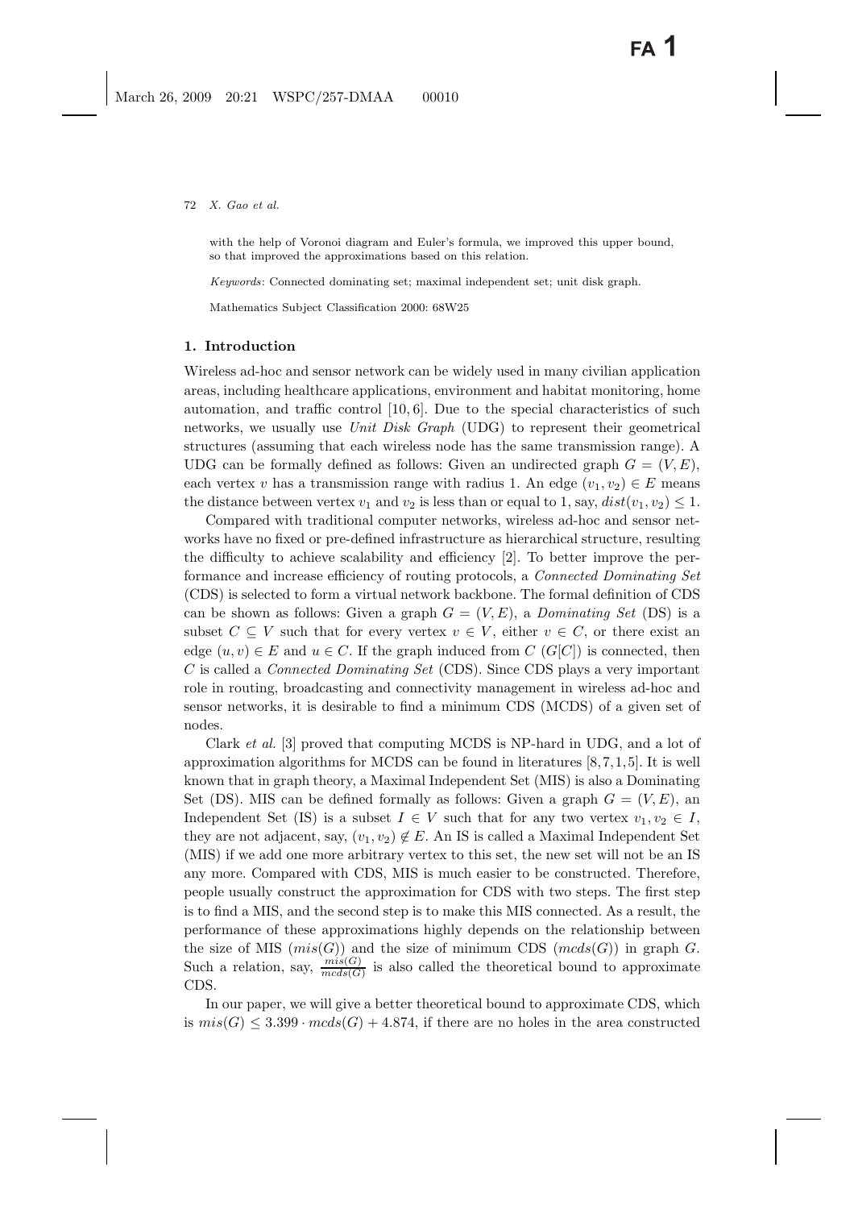with the help of Voronoi diagram and Euler's formula, we improved this upper bound, so that improved the approximations based on this relation.

*Keywords*: Connected dominating set; maximal independent set; unit disk graph.

Mathematics Subject Classification 2000: 68W25

## 1. Introduction

Wireless ad-hoc and sensor network can be widely used in many civilian application areas, including healthcare applications, environment and habitat monitoring, home automation, and traffic control [10, 6]. Due to the special characteristics of such networks, we usually use *Unit Disk Graph* (UDG) to represent their geometrical structures (assuming that each wireless node has the same transmission range). A UDG can be formally defined as follows: Given an undirected graph $G = (V, E)$, each vertex $v$ has a transmission range with radius 1. An edge $(v_1, v_2) \in E$ means the distance between vertex $v_1$ and $v_2$ is less than or equal to 1, say, $dist(v_1, v_2) \leq 1$.

Compared with traditional computer networks, wireless ad-hoc and sensor networks have no fixed or pre-defined infrastructure as hierarchical structure, resulting the difficulty to achieve scalability and efficiency [2]. To better improve the performance and increase efficiency of routing protocols, a *Connected Dominating Set* (CDS) is selected to form a virtual network backbone. The formal definition of CDS can be shown as follows: Given a graph $G = (V, E)$, a *Dominating Set* (DS) is a subset $C \subseteq V$ such that for every vertex $v \in V$, either $v \in C$, or there exist an edge $(u, v) \in E$ and $u \in C$. If the graph induced from $C$ ($G[C]$) is connected, then $C$ is called a *Connected Dominating Set* (CDS). Since CDS plays a very important role in routing, broadcasting and connectivity management in wireless ad-hoc and sensor networks, it is desirable to find a minimum CDS (MCDS) of a given set of nodes.

Clark *et al.* [3] proved that computing MCDS is NP-hard in UDG, and a lot of approximation algorithms for MCDS can be found in literatures [8, 7, 1, 5]. It is well known that in graph theory, a Maximal Independent Set (MIS) is also a Dominating Set (DS). MIS can be defined formally as follows: Given a graph $G = (V, E)$, an Independent Set (IS) is a subset $I \in V$ such that for any two vertex $v_1, v_2 \in I$, they are not adjacent, say, $(v_1, v_2) \notin E$. An IS is called a Maximal Independent Set (MIS) if we add one more arbitrary vertex to this set, the new set will not be an IS any more. Compared with CDS, MIS is much easier to be constructed. Therefore, people usually construct the approximation for CDS with two steps. The first step is to find a MIS, and the second step is to make this MIS connected. As a result, the performance of these approximations highly depends on the relationship between the size of MIS ($mis(G)$) and the size of minimum CDS ($mcds(G)$) in graph $G$. Such a relation, say, $\frac{mis(G)}{mcds(G)}$ is also called the theoretical bound to approximate CDS.

In our paper, we will give a better theoretical bound to approximate CDS, which is $mis(G) \leq 3.399 \cdot mcds(G) + 4.874$, if there are no holes in the area constructed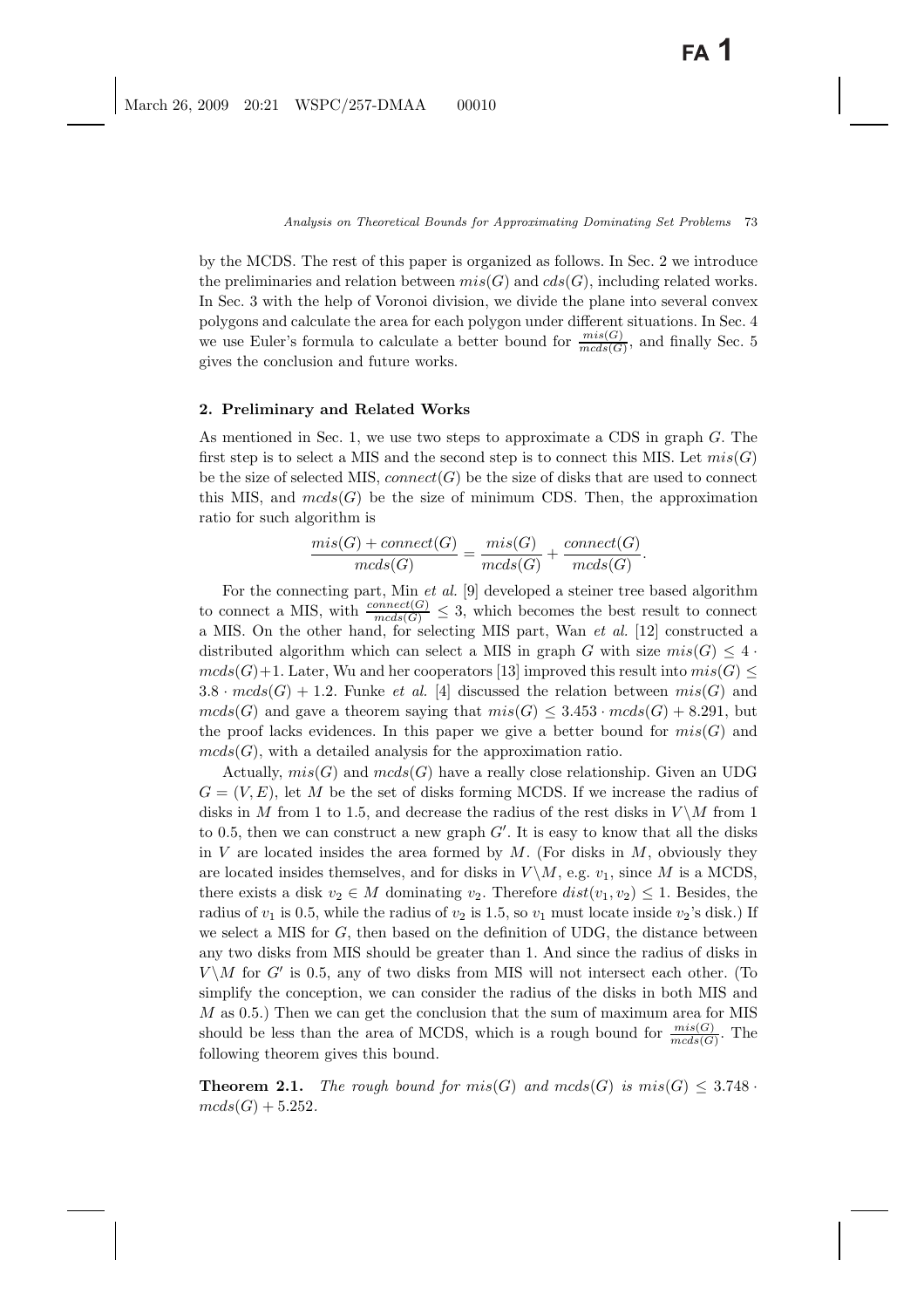by the MCDS. The rest of this paper is organized as follows. In Sec. 2 we introduce the preliminaries and relation between $mis(G)$ and $cds(G)$, including related works. In Sec. 3 with the help of Voronoi division, we divide the plane into several convex polygons and calculate the area for each polygon under different situations. In Sec. 4 we use Euler's formula to calculate a better bound for $\frac{mis(G)}{mcds(G)}$, and finally Sec. 5 gives the conclusion and future works.

## 2. Preliminary and Related Works

As mentioned in Sec. 1, we use two steps to approximate a CDS in graph $G$. The first step is to select a MIS and the second step is to connect this MIS. Let $mis(G)$ be the size of selected MIS, $connect(G)$ be the size of disks that are used to connect this MIS, and $mcds(G)$ be the size of minimum CDS. Then, the approximation ratio for such algorithm is

$$\frac{mis(G) + connect(G)}{mcds(G)} = \frac{mis(G)}{mcds(G)} + \frac{connect(G)}{mcds(G)}.$$

For the connecting part, Min *et al.* [9] developed a steiner tree based algorithm to connect a MIS, with $\frac{connect(G)}{mcds(G)} \leq 3$, which becomes the best result to connect a MIS. On the other hand, for selecting MIS part, Wan *et al.* [12] constructed a distributed algorithm which can select a MIS in graph $G$ with size $mis(G) \leq 4 \cdot mcds(G)+1$. Later, Wu and her cooperators [13] improved this result into $mis(G) \leq 3.8 \cdot mcds(G) + 1.2$. Funke *et al.* [4] discussed the relation between $mis(G)$ and $mcds(G)$ and gave a theorem saying that $mis(G) \leq 3.453 \cdot mcds(G) + 8.291$, but the proof lacks evidences. In this paper we give a better bound for $mis(G)$ and $mcds(G)$, with a detailed analysis for the approximation ratio.

Actually, $mis(G)$ and $mcds(G)$ have a really close relationship. Given an UDG $G = (V, E)$, let $M$ be the set of disks forming MCDS. If we increase the radius of disks in $M$ from 1 to 1.5, and decrease the radius of the rest disks in $V \backslash M$ from 1 to 0.5, then we can construct a new graph $G'$. It is easy to know that all the disks in $V$ are located insides the area formed by $M$. (For disks in $M$, obviously they are located insides themselves, and for disks in $V \backslash M$, e.g. $v_1$, since $M$ is a MCDS, there exists a disk $v_2 \in M$ dominating $v_2$. Therefore $dist(v_1, v_2) \leq 1$. Besides, the radius of $v_1$ is 0.5, while the radius of $v_2$ is 1.5, so $v_1$ must locate inside $v_2$'s disk.) If we select a MIS for $G$, then based on the definition of UDG, the distance between any two disks from MIS should be greater than 1. And since the radius of disks in $V \backslash M$ for $G'$ is 0.5, any of two disks from MIS will not intersect each other. (To simplify the conception, we can consider the radius of the disks in both MIS and $M$ as 0.5.) Then we can get the conclusion that the sum of maximum area for MIS should be less than the area of MCDS, which is a rough bound for $\frac{mis(G)}{mcds(G)}$. The following theorem gives this bound.

**Theorem 2.1.** *The rough bound for $mis(G)$ and $mcds(G)$ is $mis(G) \leq 3.748 \cdot mcds(G) + 5.252$.*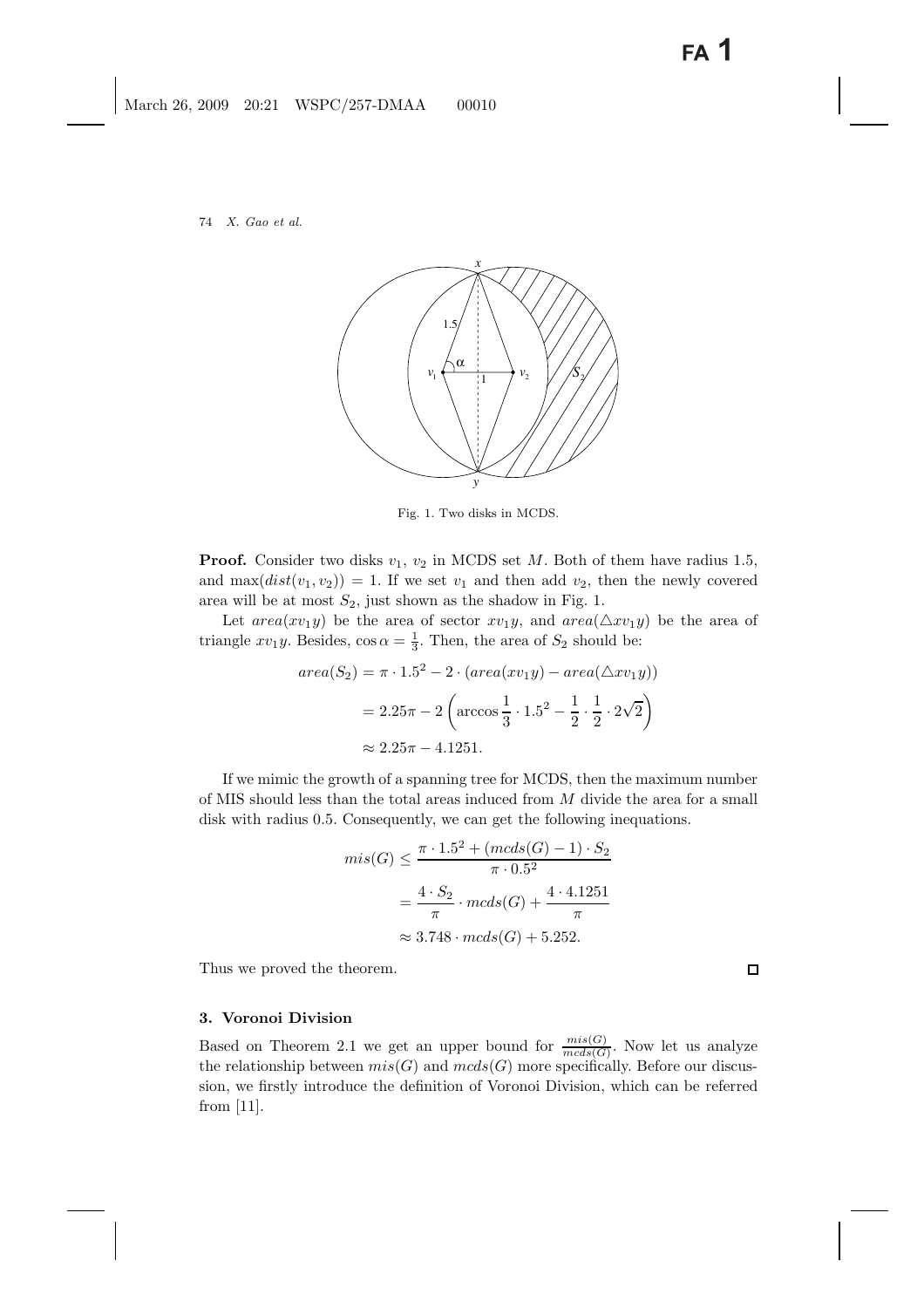Fig. 1. Two disks in MCDS.

**Proof.** Consider two disks $v_1$, $v_2$ in MCDS set $M$. Both of them have radius 1.5, and $\max(dist(v_1, v_2)) = 1$. If we set $v_1$ and then add $v_2$, then the newly covered area will be at most $S_2$, just shown as the shadow in Fig. 1.

Let $area(xv_1y)$ be the area of sector $xv_1y$, and $area(\triangle xv_1y)$ be the area of triangle $xv_1y$. Besides, $\cos\alpha = \frac{1}{3}$. Then, the area of $S_2$ should be:

$$
\begin{aligned}
area(S_2) &= \pi \cdot 1.5^2 - 2 \cdot (area(xv_1y) - area(\triangle xv_1y)) \\
&= 2.25\pi - 2\left(\arccos\frac{1}{3} \cdot 1.5^2 - \frac{1}{2} \cdot \frac{1}{2} \cdot 2\sqrt{2}\right) \\
&\approx 2.25\pi - 4.1251.
\end{aligned}
$$

If we mimic the growth of a spanning tree for MCDS, then the maximum number of MIS should less than the total areas induced from $M$ divide the area for a small disk with radius 0.5. Consequently, we can get the following inequations.

$$
\begin{aligned}
mis(G) &\le \frac{\pi \cdot 1.5^2 + (mcds(G) - 1) \cdot S_2}{\pi \cdot 0.5^2} \\
&= \frac{4 \cdot S_2}{\pi} \cdot mcds(G) + \frac{4 \cdot 4.1251}{\pi} \\
&\approx 3.748 \cdot mcds(G) + 5.252.
\end{aligned}
$$

Thus we proved the theorem. □

## 3. Voronoi Division

Based on Theorem 2.1 we get an upper bound for $\frac{mis(G)}{mcds(G)}$. Now let us analyze the relationship between $mis(G)$ and $mcds(G)$ more specifically. Before our discussion, we firstly introduce the definition of Voronoi Division, which can be referred from [11].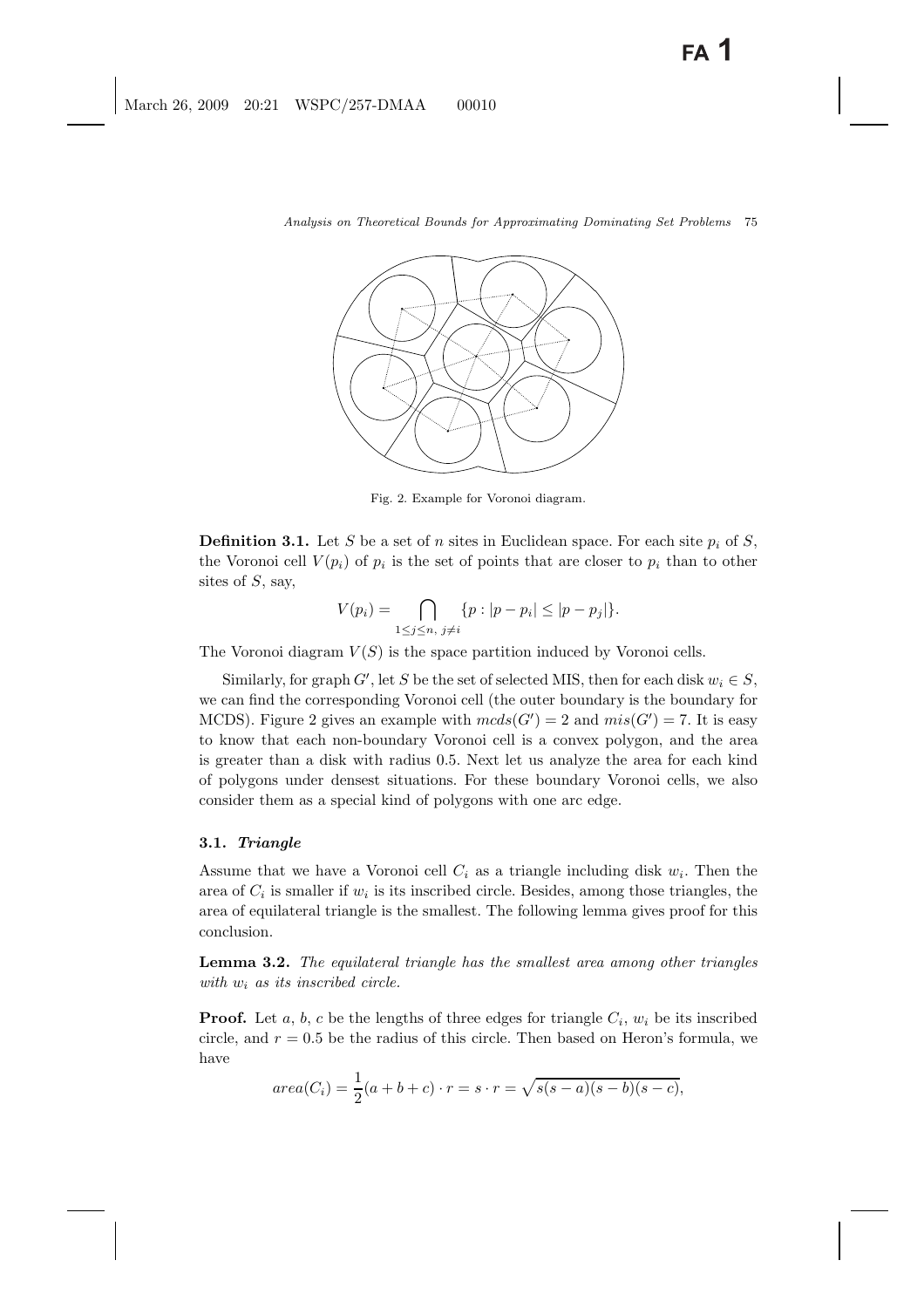Fig. 2. Example for Voronoi diagram.

**Definition 3.1.** Let $S$ be a set of $n$ sites in Euclidean space. For each site $p_i$ of $S$, the Voronoi cell $V(p_i)$ of $p_i$ is the set of points that are closer to $p_i$ than to other sites of $S$, say,

$$V(p_i) = \bigcap_{1 \leq j \leq n,\ j \neq i} \{p : |p - p_i| \leq |p - p_j|\}.$$

The Voronoi diagram $V(S)$ is the space partition induced by Voronoi cells.

Similarly, for graph $G'$, let $S$ be the set of selected MIS, then for each disk $w_i \in S$, we can find the corresponding Voronoi cell (the outer boundary is the boundary for MCDS). Figure 2 gives an example with $mcds(G') = 2$ and $mis(G') = 7$. It is easy to know that each non-boundary Voronoi cell is a convex polygon, and the area is greater than a disk with radius 0.5. Next let us analyze the area for each kind of polygons under densest situations. For these boundary Voronoi cells, we also consider them as a special kind of polygons with one arc edge.

### 3.1. *Triangle*

Assume that we have a Voronoi cell $C_i$ as a triangle including disk $w_i$. Then the area of $C_i$ is smaller if $w_i$ is its inscribed circle. Besides, among those triangles, the area of equilateral triangle is the smallest. The following lemma gives proof for this conclusion.

**Lemma 3.2.** *The equilateral triangle has the smallest area among other triangles with $w_i$ as its inscribed circle.*

**Proof.** Let $a$, $b$, $c$ be the lengths of three edges for triangle $C_i$, $w_i$ be its inscribed circle, and $r = 0.5$ be the radius of this circle. Then based on Heron's formula, we have

$$area(C_i) = \frac{1}{2}(a + b + c) \cdot r = s \cdot r = \sqrt{s(s-a)(s-b)(s-c)},$$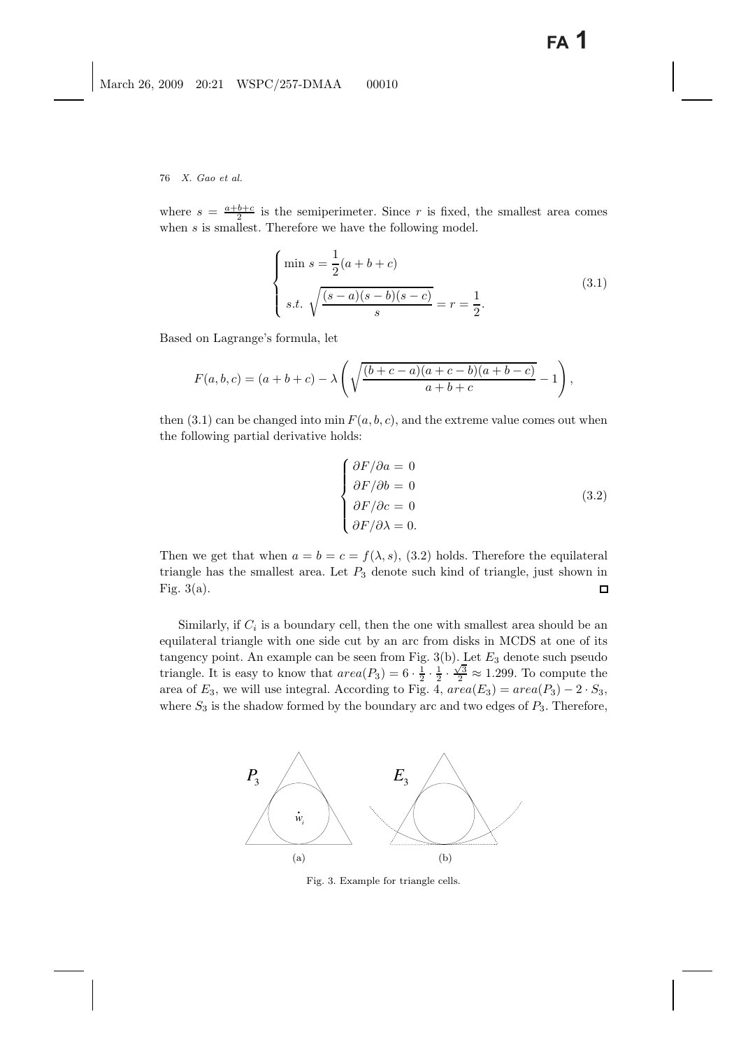where $s = \frac{a+b+c}{2}$ is the semiperimeter. Since $r$ is fixed, the smallest area comes when $s$ is smallest. Therefore we have the following model.

$$
\begin{cases}
\min\ s = \dfrac{1}{2}(a+b+c) \\
s.t.\ \sqrt{\dfrac{(s-a)(s-b)(s-c)}{s}} = r = \dfrac{1}{2}.
\end{cases}
\tag{3.1}
$$

Based on Lagrange's formula, let

$$
F(a,b,c) = (a+b+c) - \lambda\left(\sqrt{\frac{(b+c-a)(a+c-b)(a+b-c)}{a+b+c}} - 1\right),
$$

then (3.1) can be changed into $\min F(a,b,c)$, and the extreme value comes out when the following partial derivative holds:

$$
\begin{cases}
\partial F/\partial a = 0 \\
\partial F/\partial b = 0 \\
\partial F/\partial c = 0 \\
\partial F/\partial \lambda = 0.
\end{cases}
\tag{3.2}
$$

Then we get that when $a = b = c = f(\lambda, s)$, (3.2) holds. Therefore the equilateral triangle has the smallest area. Let $P_3$ denote such kind of triangle, just shown in Fig. 3(a). □

Similarly, if $C_i$ is a boundary cell, then the one with smallest area should be an equilateral triangle with one side cut by an arc from disks in MCDS at one of its tangency point. An example can be seen from Fig. 3(b). Let $E_3$ denote such pseudo triangle. It is easy to know that $area(P_3) = 6 \cdot \frac{1}{2} \cdot \frac{1}{2} \cdot \frac{\sqrt{3}}{2} \approx 1.299$. To compute the area of $E_3$, we will use integral. According to Fig. 4, $area(E_3) = area(P_3) - 2 \cdot S_3$, where $S_3$ is the shadow formed by the boundary arc and two edges of $P_3$. Therefore,

Fig. 3. Example for triangle cells.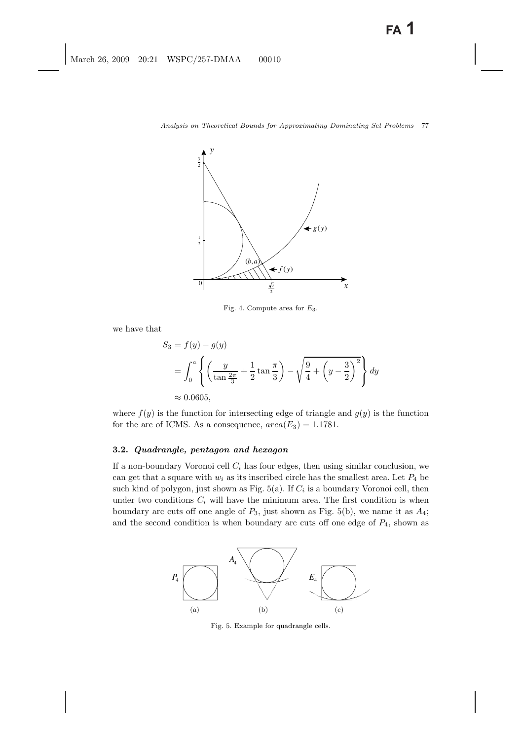Fig. 4. Compute area for $E_3$.

we have that

$$
\begin{aligned}
S_3 &= f(y) - g(y) \\
&= \int_0^a \left\{ \left( \frac{y}{\tan \frac{2\pi}{3}} + \frac{1}{2} \tan \frac{\pi}{3} \right) - \sqrt{\frac{9}{4} + \left( y - \frac{3}{2} \right)^2} \right\} dy \\
&\approx 0.0605,
\end{aligned}
$$

where $f(y)$ is the function for intersecting edge of triangle and $g(y)$ is the function for the arc of ICMS. As a consequence, $area(E_3) = 1.1781$.

### 3.2. *Quadrangle, pentagon and hexagon*

If a non-boundary Voronoi cell $C_i$ has four edges, then using similar conclusion, we can get that a square with $w_i$ as its inscribed circle has the smallest area. Let $P_4$ be such kind of polygon, just shown as Fig. 5(a). If $C_i$ is a boundary Voronoi cell, then under two conditions $C_i$ will have the minimum area. The first condition is when boundary arc cuts off one angle of $P_3$, just shown as Fig. 5(b), we name it as $A_4$; and the second condition is when boundary arc cuts off one edge of $P_4$, shown as

Fig. 5. Example for quadrangle cells.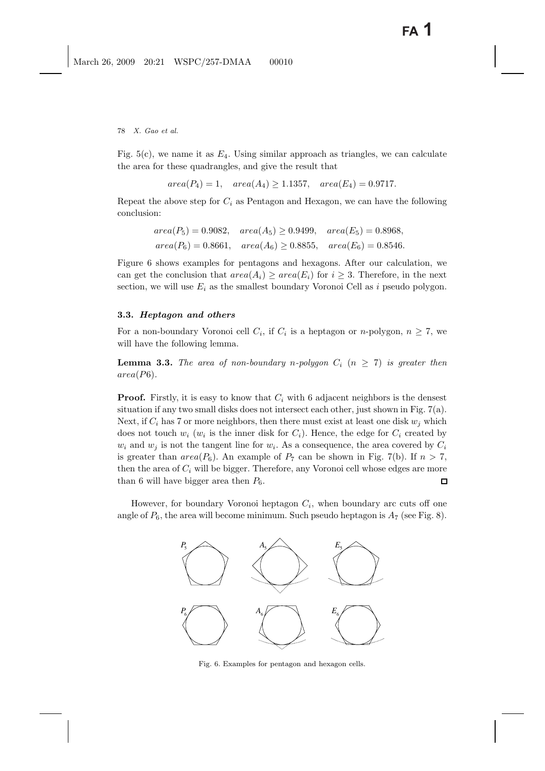Fig. 5(c), we name it as $E_4$. Using similar approach as triangles, we can calculate the area for these quadrangles, and give the result that

$$area(P_4) = 1, \quad area(A_4) \geq 1.1357, \quad area(E_4) = 0.9717.$$

Repeat the above step for $C_i$ as Pentagon and Hexagon, we can have the following conclusion:

$$area(P_5) = 0.9082, \quad area(A_5) \geq 0.9499, \quad area(E_5) = 0.8968,$$
$$area(P_6) = 0.8661, \quad area(A_6) \geq 0.8855, \quad area(E_6) = 0.8546.$$

Figure 6 shows examples for pentagons and hexagons. After our calculation, we can get the conclusion that $area(A_i) \geq area(E_i)$ for $i \geq 3$. Therefore, in the next section, we will use $E_i$ as the smallest boundary Voronoi Cell as $i$ pseudo polygon.

### 3.3. *Heptagon and others*

For a non-boundary Voronoi cell $C_i$, if $C_i$ is a heptagon or $n$-polygon, $n \geq 7$, we will have the following lemma.

**Lemma 3.3.** *The area of non-boundary n-polygon $C_i$ ($n \geq 7$) is greater then $area(P6)$.*

**Proof.** Firstly, it is easy to know that $C_i$ with 6 adjacent neighbors is the densest situation if any two small disks does not intersect each other, just shown in Fig. 7(a). Next, if $C_i$ has 7 or more neighbors, then there must exist at least one disk $w_j$ which does not touch $w_i$ ($w_i$ is the inner disk for $C_i$). Hence, the edge for $C_i$ created by $w_i$ and $w_j$ is not the tangent line for $w_i$. As a consequence, the area covered by $C_i$ is greater than $area(P_6)$. An example of $P_7$ can be shown in Fig. 7(b). If $n > 7$, then the area of $C_i$ will be bigger. Therefore, any Voronoi cell whose edges are more than 6 will have bigger area then $P_6$. □

However, for boundary Voronoi heptagon $C_i$, when boundary arc cuts off one angle of $P_6$, the area will become minimum. Such pseudo heptagon is $A_7$ (see Fig. 8).

Fig. 6. Examples for pentagon and hexagon cells.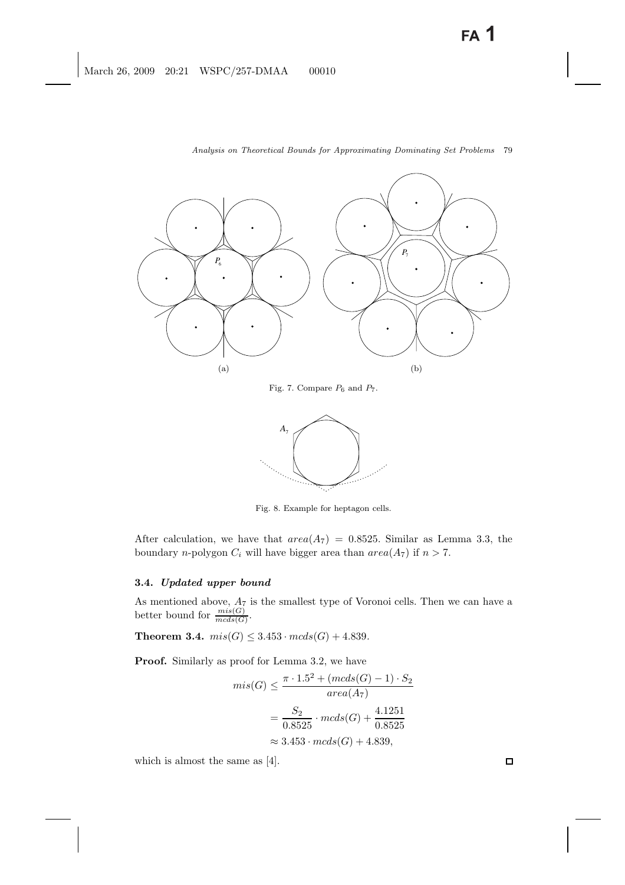Fig. 7. Compare $P_6$ and $P_7$.

Fig. 8. Example for heptagon cells.

After calculation, we have that $area(A_7) = 0.8525$. Similar as Lemma 3.3, the boundary $n$-polygon $C_i$ will have bigger area than $area(A_7)$ if $n > 7$.

### 3.4. *Updated upper bound*

As mentioned above, $A_7$ is the smallest type of Voronoi cells. Then we can have a better bound for $\frac{mis(G)}{mcds(G)}$.

**Theorem 3.4.** $mis(G) \leq 3.453 \cdot mcds(G) + 4.839$.

**Proof.** Similarly as proof for Lemma 3.2, we have

$$
\begin{aligned}
mis(G) &\leq \frac{\pi \cdot 1.5^2 + (mcds(G) - 1) \cdot S_2}{area(A_7)} \\
&= \frac{S_2}{0.8525} \cdot mcds(G) + \frac{4.1251}{0.8525} \\
&\approx 3.453 \cdot mcds(G) + 4.839,
\end{aligned}
$$

which is almost the same as [4]. $\square$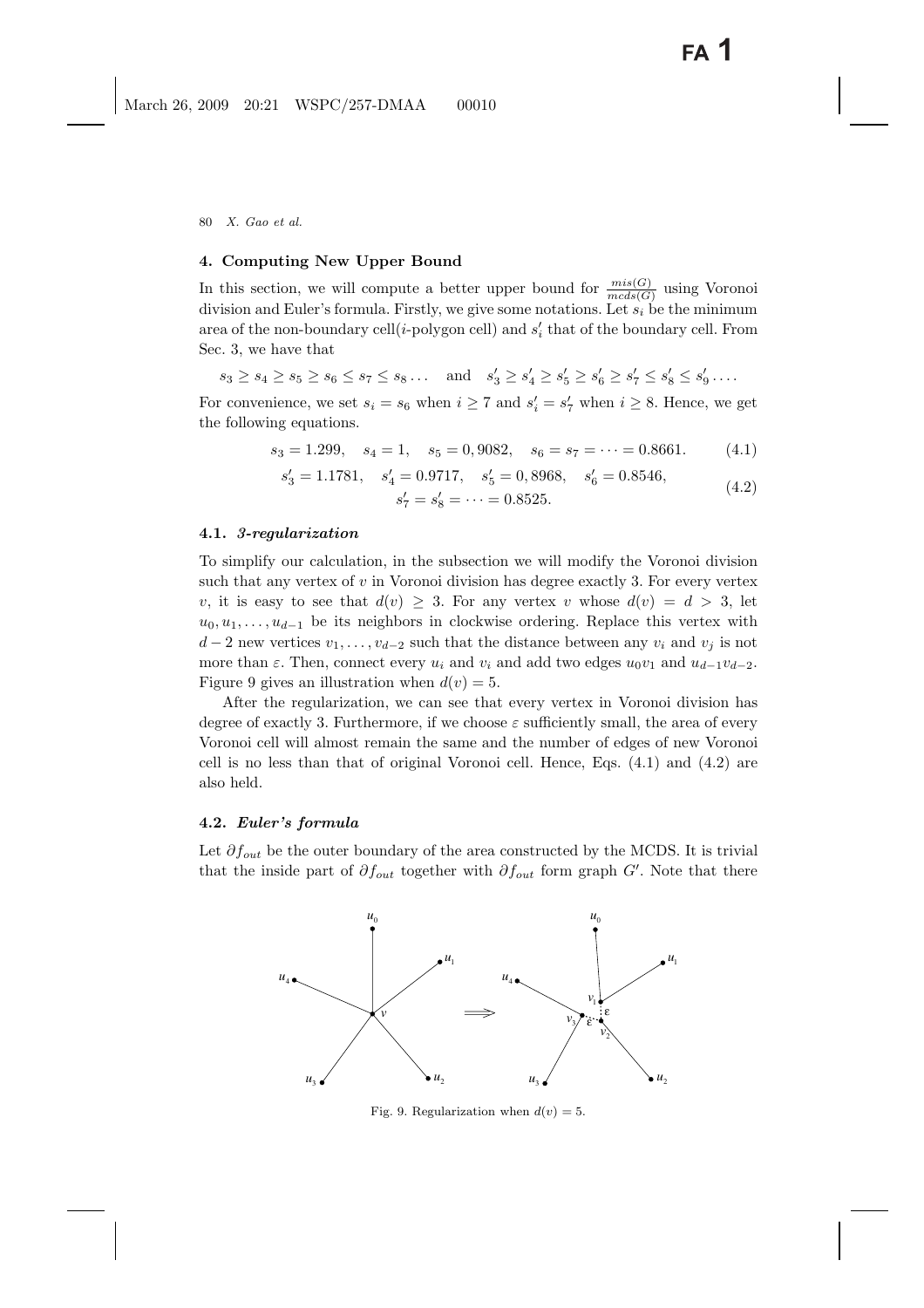## 4. Computing New Upper Bound

In this section, we will compute a better upper bound for $\frac{mis(G)}{mcds(G)}$ using Voronoi division and Euler's formula. Firstly, we give some notations. Let $s_i$ be the minimum area of the non-boundary cell($i$-polygon cell) and $s'_i$ that of the boundary cell. From Sec. 3, we have that

$$s_3 \geq s_4 \geq s_5 \geq s_6 \leq s_7 \leq s_8 \ldots \quad \text{and} \quad s'_3 \geq s'_4 \geq s'_5 \geq s'_6 \geq s'_7 \leq s'_8 \leq s'_9 \ldots.$$

For convenience, we set $s_i = s_6$ when $i \geq 7$ and $s'_i = s'_7$ when $i \geq 8$. Hence, we get the following equations.

$$s_3 = 1.299, \quad s_4 = 1, \quad s_5 = 0,9082, \quad s_6 = s_7 = \cdots = 0.8661. \tag{4.1}$$

$$s'_3 = 1.1781, \quad s'_4 = 0.9717, \quad s'_5 = 0,8968, \quad s'_6 = 0.8546, \\ s'_7 = s'_8 = \cdots = 0.8525. \tag{4.2}$$

### 4.1. *3-regularization*

To simplify our calculation, in the subsection we will modify the Voronoi division such that any vertex of $v$ in Voronoi division has degree exactly 3. For every vertex $v$, it is easy to see that $d(v) \geq 3$. For any vertex $v$ whose $d(v) = d > 3$, let $u_0, u_1, \ldots, u_{d-1}$ be its neighbors in clockwise ordering. Replace this vertex with $d-2$ new vertices $v_1, \ldots, v_{d-2}$ such that the distance between any $v_i$ and $v_j$ is not more than $\varepsilon$. Then, connect every $u_i$ and $v_i$ and add two edges $u_0v_1$ and $u_{d-1}v_{d-2}$. Figure 9 gives an illustration when $d(v) = 5$.

After the regularization, we can see that every vertex in Voronoi division has degree of exactly 3. Furthermore, if we choose $\varepsilon$ sufficiently small, the area of every Voronoi cell will almost remain the same and the number of edges of new Voronoi cell is no less than that of original Voronoi cell. Hence, Eqs. (4.1) and (4.2) are also held.

### 4.2. *Euler's formula*

Let $\partial f_{out}$ be the outer boundary of the area constructed by the MCDS. It is trivial that the inside part of $\partial f_{out}$ together with $\partial f_{out}$ form graph $G'$. Note that there

Fig. 9. Regularization when $d(v) = 5$.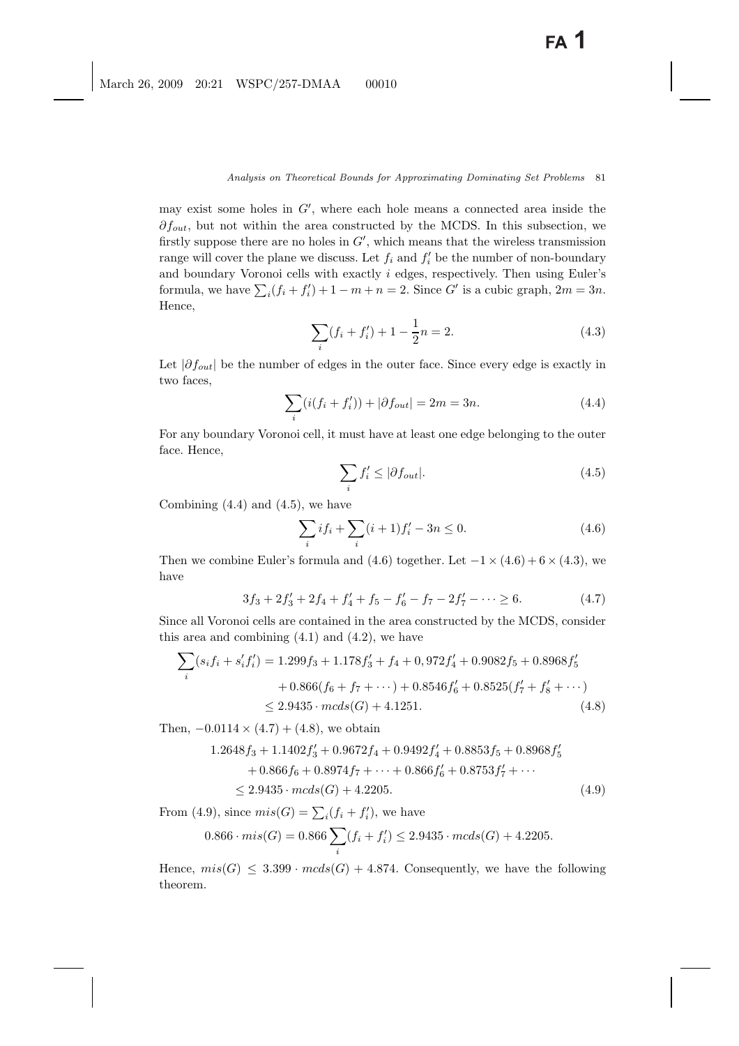may exist some holes in $G'$, where each hole means a connected area inside the $\partial f_{out}$, but not within the area constructed by the MCDS. In this subsection, we firstly suppose there are no holes in $G'$, which means that the wireless transmission range will cover the plane we discuss. Let $f_i$ and $f'_i$ be the number of non-boundary and boundary Voronoi cells with exactly $i$ edges, respectively. Then using Euler's formula, we have $\sum_i (f_i + f'_i) + 1 - m + n = 2$. Since $G'$ is a cubic graph, $2m = 3n$. Hence,

$$\sum_i (f_i + f'_i) + 1 - \frac{1}{2}n = 2. \tag{4.3}$$

Let $|\partial f_{out}|$ be the number of edges in the outer face. Since every edge is exactly in two faces,

$$\sum_i (i(f_i + f'_i)) + |\partial f_{out}| = 2m = 3n. \tag{4.4}$$

For any boundary Voronoi cell, it must have at least one edge belonging to the outer face. Hence,

$$\sum_i f'_i \leq |\partial f_{out}|. \tag{4.5}$$

Combining (4.4) and (4.5), we have

$$\sum_i i f_i + \sum_i (i+1) f'_i - 3n \leq 0. \tag{4.6}$$

Then we combine Euler's formula and (4.6) together. Let $-1 \times (4.6) + 6 \times (4.3)$, we have

$$3f_3 + 2f'_3 + 2f_4 + f'_4 + f_5 - f'_6 - f_7 - 2f'_7 - \cdots \geq 6. \tag{4.7}$$

Since all Voronoi cells are contained in the area constructed by the MCDS, consider this area and combining (4.1) and (4.2), we have

$$\begin{aligned}
\sum_i (s_i f_i + s'_i f'_i) &= 1.299 f_3 + 1.178 f'_3 + f_4 + 0,972 f'_4 + 0.9082 f_5 + 0.8968 f'_5 \\
&\quad + 0.866(f_6 + f_7 + \cdots) + 0.8546 f'_6 + 0.8525(f'_7 + f'_8 + \cdots) \\
&\leq 2.9435 \cdot mcds(G) + 4.1251.
\end{aligned} \tag{4.8}$$

Then, $-0.0114 \times (4.7) + (4.8)$, we obtain

$$\begin{aligned}
&1.2648 f_3 + 1.1402 f'_3 + 0.9672 f_4 + 0.9492 f'_4 + 0.8853 f_5 + 0.8968 f'_5 \\
&\quad + 0.866 f_6 + 0.8974 f_7 + \cdots + 0.866 f'_6 + 0.8753 f'_7 + \cdots \\
&\leq 2.9435 \cdot mcds(G) + 4.2205.
\end{aligned} \tag{4.9}$$

From (4.9), since $mis(G) = \sum_i (f_i + f'_i)$, we have

$$0.866 \cdot mis(G) = 0.866 \sum_i (f_i + f'_i) \leq 2.9435 \cdot mcds(G) + 4.2205.$$

Hence, $mis(G) \leq 3.399 \cdot mcds(G) + 4.874$. Consequently, we have the following theorem.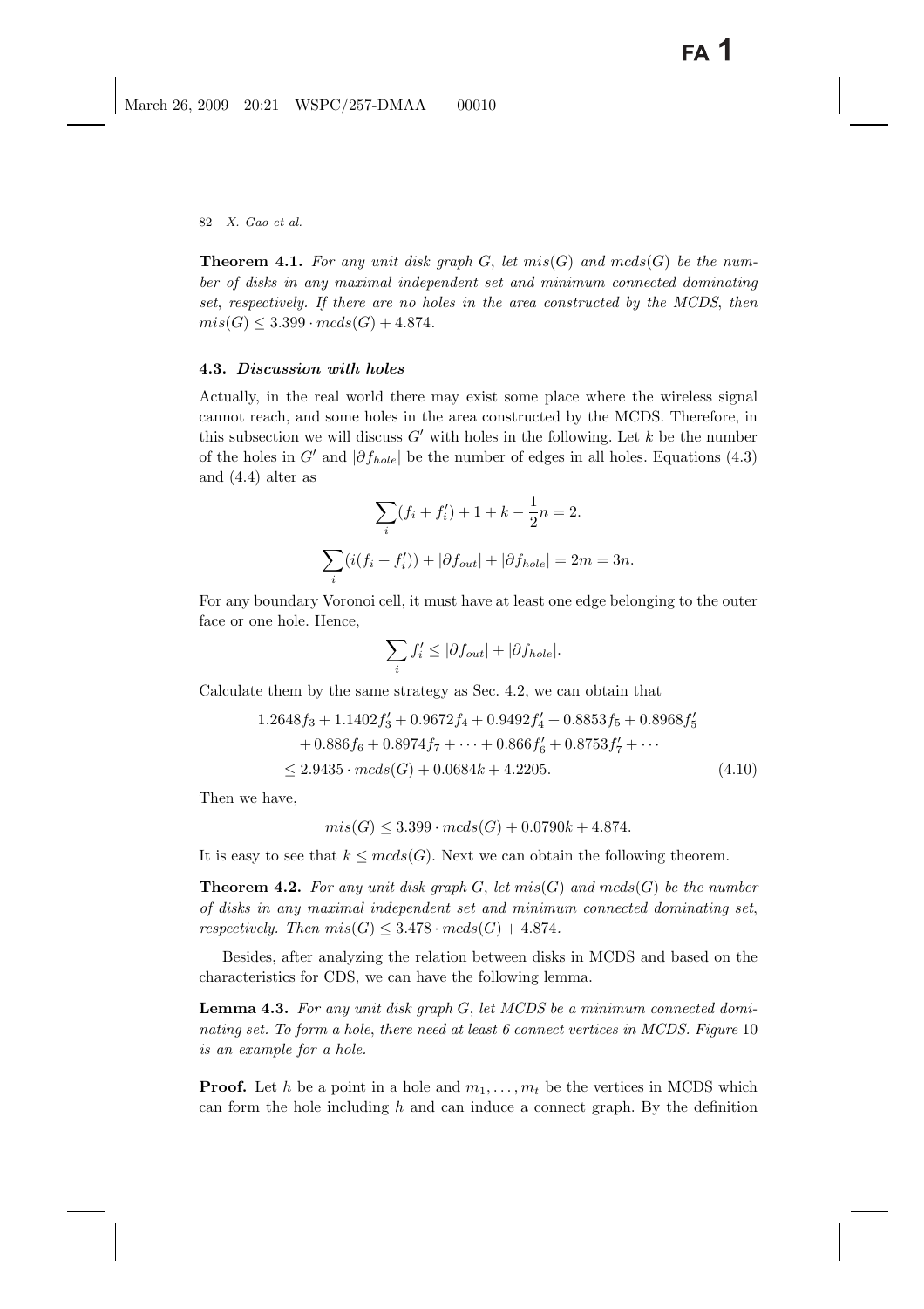**Theorem 4.1.** *For any unit disk graph $G$, let $mis(G)$ and $mcds(G)$ be the number of disks in any maximal independent set and minimum connected dominating set, respectively. If there are no holes in the area constructed by the MCDS, then $mis(G) \leq 3.399 \cdot mcds(G) + 4.874$.*

### 4.3. *Discussion with holes*

Actually, in the real world there may exist some place where the wireless signal cannot reach, and some holes in the area constructed by the MCDS. Therefore, in this subsection we will discuss $G'$ with holes in the following. Let $k$ be the number of the holes in $G'$ and $|\partial f_{hole}|$ be the number of edges in all holes. Equations (4.3) and (4.4) alter as

$$\sum_i (f_i + f_i') + 1 + k - \frac{1}{2}n = 2.$$

$$\sum_i (i(f_i + f_i')) + |\partial f_{out}| + |\partial f_{hole}| = 2m = 3n.$$

For any boundary Voronoi cell, it must have at least one edge belonging to the outer face or one hole. Hence,

$$\sum_i f_i' \leq |\partial f_{out}| + |\partial f_{hole}|.$$

Calculate them by the same strategy as Sec. 4.2, we can obtain that

$$\begin{aligned}
&1.2648 f_3 + 1.1402 f_3' + 0.9672 f_4 + 0.9492 f_4' + 0.8853 f_5 + 0.8968 f_5' \\
&\quad + 0.886 f_6 + 0.8974 f_7 + \cdots + 0.866 f_6' + 0.8753 f_7' + \cdots \\
&\quad \leq 2.9435 \cdot mcds(G) + 0.0684k + 4.2205. \qquad (4.10)
\end{aligned}$$

Then we have,

$$mis(G) \leq 3.399 \cdot mcds(G) + 0.0790k + 4.874.$$

It is easy to see that $k \leq mcds(G)$. Next we can obtain the following theorem.

**Theorem 4.2.** *For any unit disk graph $G$, let $mis(G)$ and $mcds(G)$ be the number of disks in any maximal independent set and minimum connected dominating set, respectively. Then $mis(G) \leq 3.478 \cdot mcds(G) + 4.874$.*

Besides, after analyzing the relation between disks in MCDS and based on the characteristics for CDS, we can have the following lemma.

**Lemma 4.3.** *For any unit disk graph $G$, let MCDS be a minimum connected dominating set. To form a hole, there need at least 6 connect vertices in MCDS. Figure* 10 *is an example for a hole.*

**Proof.** Let $h$ be a point in a hole and $m_1, \ldots, m_t$ be the vertices in MCDS which can form the hole including $h$ and can induce a connect graph. By the definition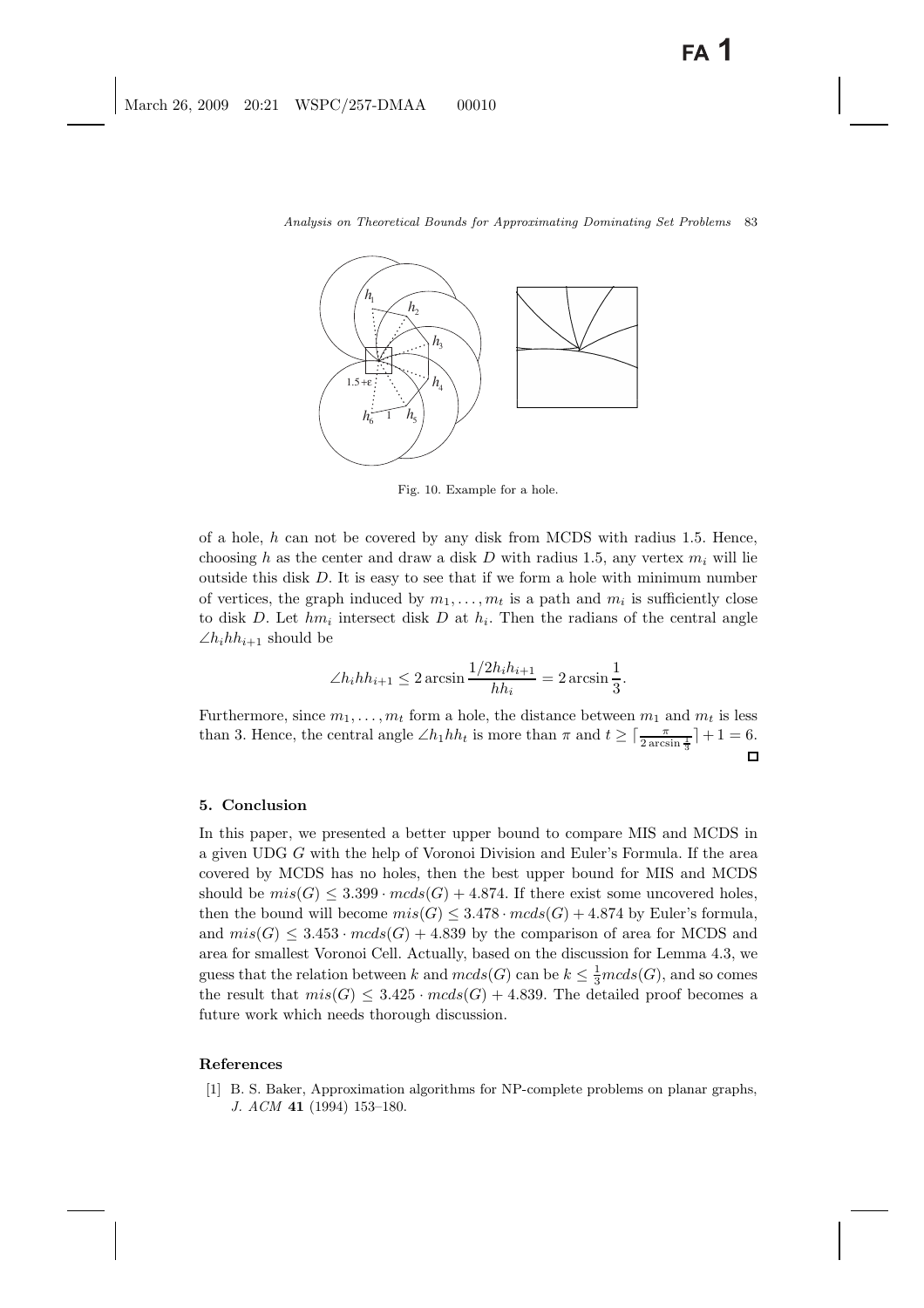Fig. 10. Example for a hole.

of a hole, $h$ can not be covered by any disk from MCDS with radius 1.5. Hence, choosing $h$ as the center and draw a disk $D$ with radius 1.5, any vertex $m_i$ will lie outside this disk $D$. It is easy to see that if we form a hole with minimum number of vertices, the graph induced by $m_1, \ldots, m_t$ is a path and $m_i$ is sufficiently close to disk $D$. Let $hm_i$ intersect disk $D$ at $h_i$. Then the radians of the central angle $\angle h_i h h_{i+1}$ should be

$$\angle h_i h h_{i+1} \leq 2 \arcsin \frac{1/2 h_i h_{i+1}}{h h_i} = 2 \arcsin \frac{1}{3}.$$

Furthermore, since $m_1, \ldots, m_t$ form a hole, the distance between $m_1$ and $m_t$ is less than 3. Hence, the central angle $\angle h_1 h h_t$ is more than $\pi$ and $t \geq \lceil \frac{\pi}{2 \arcsin \frac{1}{3}} \rceil + 1 = 6$. □

## 5. Conclusion

In this paper, we presented a better upper bound to compare MIS and MCDS in a given UDG $G$ with the help of Voronoi Division and Euler's Formula. If the area covered by MCDS has no holes, then the best upper bound for MIS and MCDS should be $mis(G) \leq 3.399 \cdot mcds(G) + 4.874$. If there exist some uncovered holes, then the bound will become $mis(G) \leq 3.478 \cdot mcds(G) + 4.874$ by Euler's formula, and $mis(G) \leq 3.453 \cdot mcds(G) + 4.839$ by the comparison of area for MCDS and area for smallest Voronoi Cell. Actually, based on the discussion for Lemma 4.3, we guess that the relation between $k$ and $mcds(G)$ can be $k \leq \frac{1}{3} mcds(G)$, and so comes the result that $mis(G) \leq 3.425 \cdot mcds(G) + 4.839$. The detailed proof becomes a future work which needs thorough discussion.

## References

[1] B. S. Baker, Approximation algorithms for NP-complete problems on planar graphs, *J. ACM* **41** (1994) 153–180.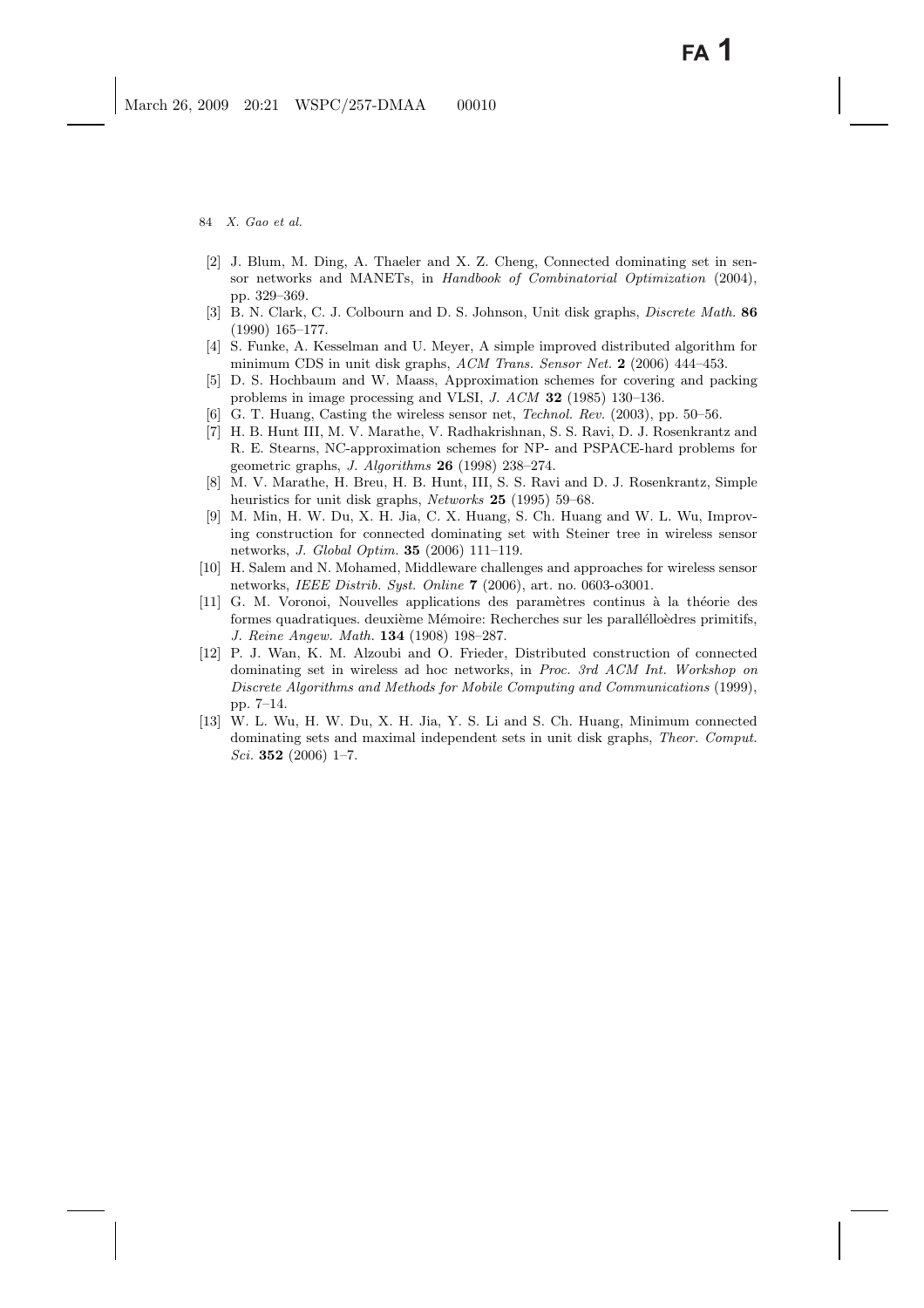[2] J. Blum, M. Ding, A. Thaeler and X. Z. Cheng, Connected dominating set in sensor networks and MANETs, in *Handbook of Combinatorial Optimization* (2004), pp. 329–369.

[3] B. N. Clark, C. J. Colbourn and D. S. Johnson, Unit disk graphs, *Discrete Math.* **86** (1990) 165–177.

[4] S. Funke, A. Kesselman and U. Meyer, A simple improved distributed algorithm for minimum CDS in unit disk graphs, *ACM Trans. Sensor Net.* **2** (2006) 444–453.

[5] D. S. Hochbaum and W. Maass, Approximation schemes for covering and packing problems in image processing and VLSI, *J. ACM* **32** (1985) 130–136.

[6] G. T. Huang, Casting the wireless sensor net, *Technol. Rev.* (2003), pp. 50–56.

[7] H. B. Hunt III, M. V. Marathe, V. Radhakrishnan, S. S. Ravi, D. J. Rosenkrantz and R. E. Stearns, NC-approximation schemes for NP- and PSPACE-hard problems for geometric graphs, *J. Algorithms* **26** (1998) 238–274.

[8] M. V. Marathe, H. Breu, H. B. Hunt, III, S. S. Ravi and D. J. Rosenkrantz, Simple heuristics for unit disk graphs, *Networks* **25** (1995) 59–68.

[9] M. Min, H. W. Du, X. H. Jia, C. X. Huang, S. Ch. Huang and W. L. Wu, Improving construction for connected dominating set with Steiner tree in wireless sensor networks, *J. Global Optim.* **35** (2006) 111–119.

[10] H. Salem and N. Mohamed, Middleware challenges and approaches for wireless sensor networks, *IEEE Distrib. Syst. Online* **7** (2006), art. no. 0603-o3001.

[11] G. M. Voronoi, Nouvelles applications des paramètres continus à la théorie des formes quadratiques. deuxième Mémoire: Recherches sur les parallélloèdres primitifs, *J. Reine Angew. Math.* **134** (1908) 198–287.

[12] P. J. Wan, K. M. Alzoubi and O. Frieder, Distributed construction of connected dominating set in wireless ad hoc networks, in *Proc. 3rd ACM Int. Workshop on Discrete Algorithms and Methods for Mobile Computing and Communications* (1999), pp. 7–14.

[13] W. L. Wu, H. W. Du, X. H. Jia, Y. S. Li and S. Ch. Huang, Minimum connected dominating sets and maximal independent sets in unit disk graphs, *Theor. Comput. Sci.* **352** (2006) 1–7.